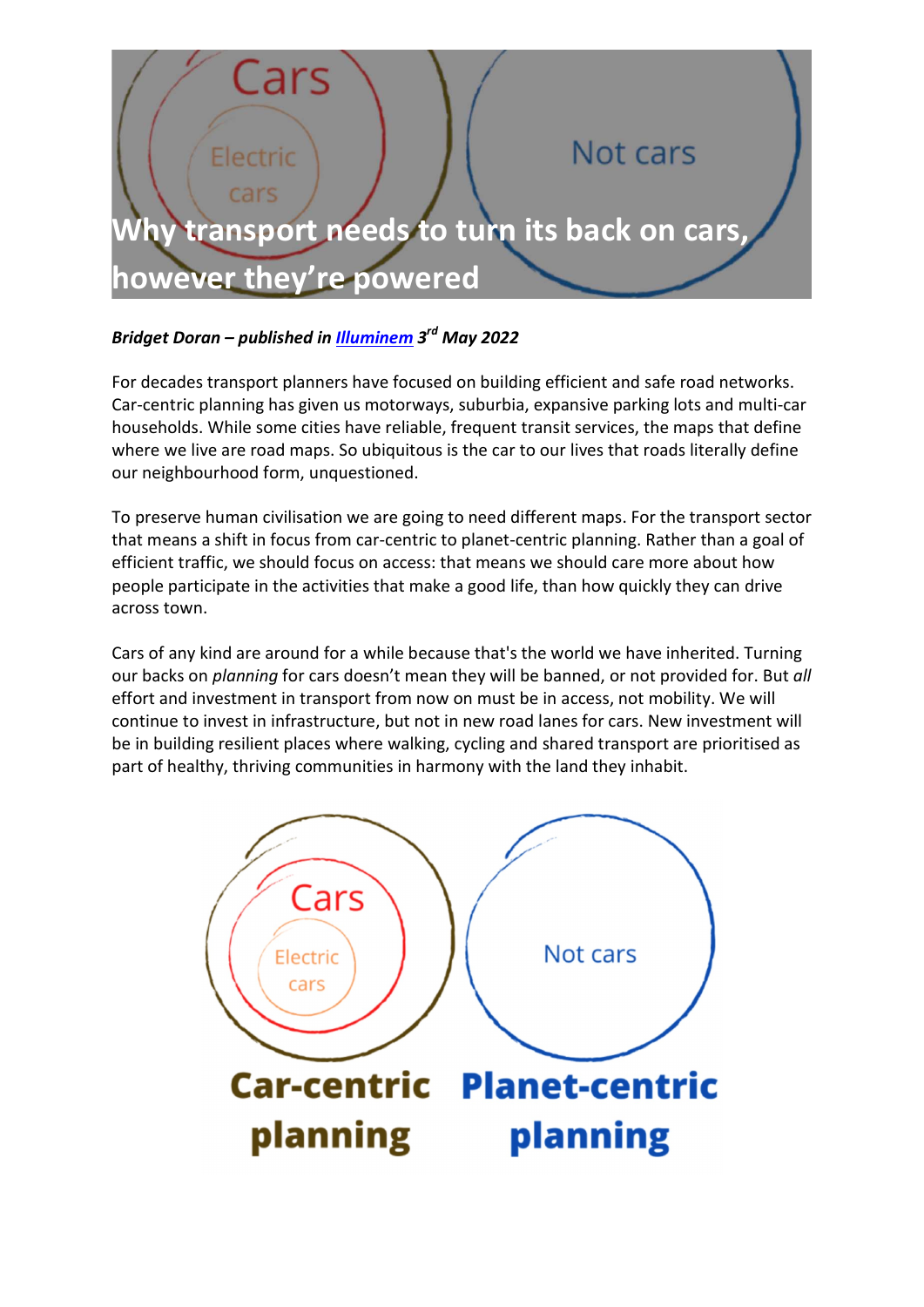# Why transport needs to turn its back on cars, however they're powered

***Bridget Doran – published in [Illuminem](Illuminem) 3rd May 2022***

For decades transport planners have focused on building efficient and safe road networks. Car-centric planning has given us motorways, suburbia, expansive parking lots and multi-car households. While some cities have reliable, frequent transit services, the maps that define where we live are road maps. So ubiquitous is the car to our lives that roads literally define our neighbourhood form, unquestioned.

To preserve human civilisation we are going to need different maps. For the transport sector that means a shift in focus from car-centric to planet-centric planning. Rather than a goal of efficient traffic, we should focus on access: that means we should care more about how people participate in the activities that make a good life, than how quickly they can drive across town.

Cars of any kind are around for a while because that's the world we have inherited. Turning our backs on *planning* for cars doesn't mean they will be banned, or not provided for. But *all* effort and investment in transport from now on must be in access, not mobility. We will continue to invest in infrastructure, but not in new road lanes for cars. New investment will be in building resilient places where walking, cycling and shared transport are prioritised as part of healthy, thriving communities in harmony with the land they inhabit.

Cars
Electric cars
Not cars

**Car-centric planning** **Planet-centric planning**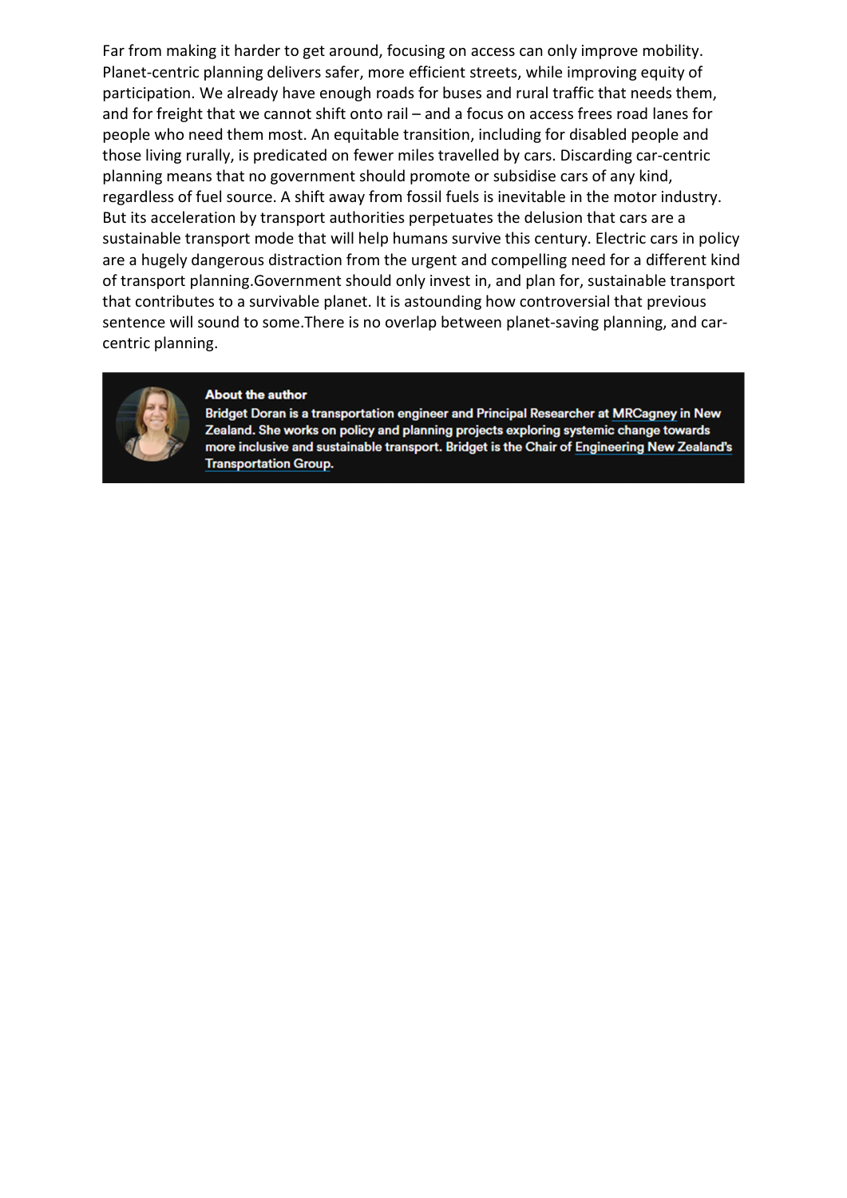Far from making it harder to get around, focusing on access can only improve mobility. Planet-centric planning delivers safer, more efficient streets, while improving equity of participation. We already have enough roads for buses and rural traffic that needs them, and for freight that we cannot shift onto rail – and a focus on access frees road lanes for people who need them most. An equitable transition, including for disabled people and those living rurally, is predicated on fewer miles travelled by cars. Discarding car-centric planning means that no government should promote or subsidise cars of any kind, regardless of fuel source. A shift away from fossil fuels is inevitable in the motor industry. But its acceleration by transport authorities perpetuates the delusion that cars are a sustainable transport mode that will help humans survive this century. Electric cars in policy are a hugely dangerous distraction from the urgent and compelling need for a different kind of transport planning.Government should only invest in, and plan for, sustainable transport that contributes to a survivable planet. It is astounding how controversial that previous sentence will sound to some.There is no overlap between planet-saving planning, and car-centric planning.

**About the author**

**Bridget Doran is a transportation engineer and Principal Researcher at MRCagney in New Zealand. She works on policy and planning projects exploring systemic change towards more inclusive and sustainable transport. Bridget is the Chair of Engineering New Zealand's Transportation Group.**